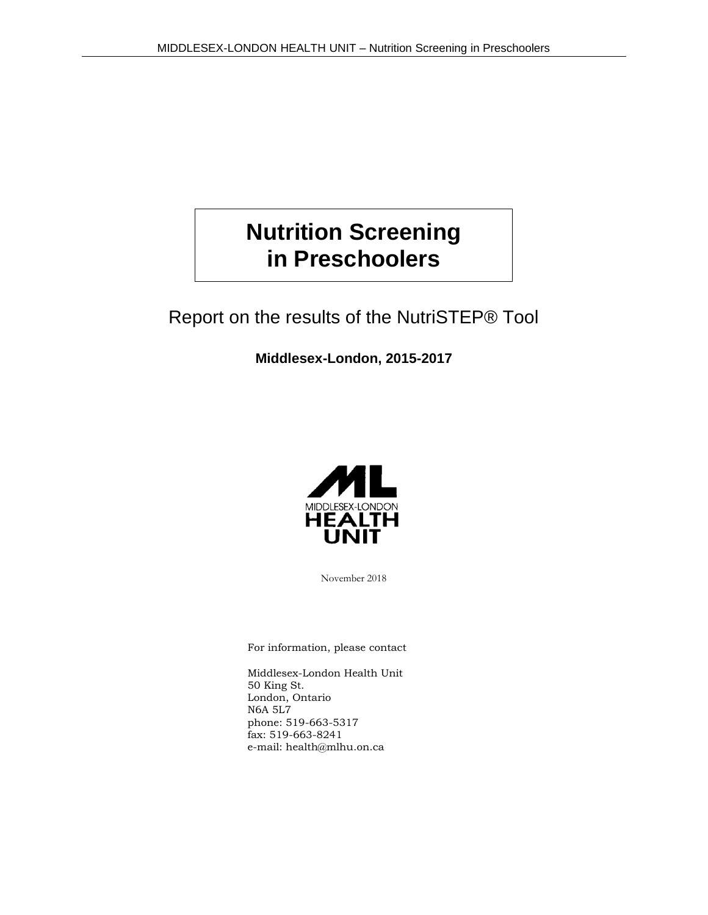# Nutrition Screening in Preschoolers

## Report on the results of the NutriSTEP® Tool

**Middlesex-London, 2015-2017**

MIDDLESEX-LONDON
HEALTH
UNIT

November 2018

For information, please contact

Middlesex-London Health Unit
50 King St.
London, Ontario
N6A 5L7
phone: 519-663-5317
fax: 519-663-8241
e-mail: health@mlhu.on.ca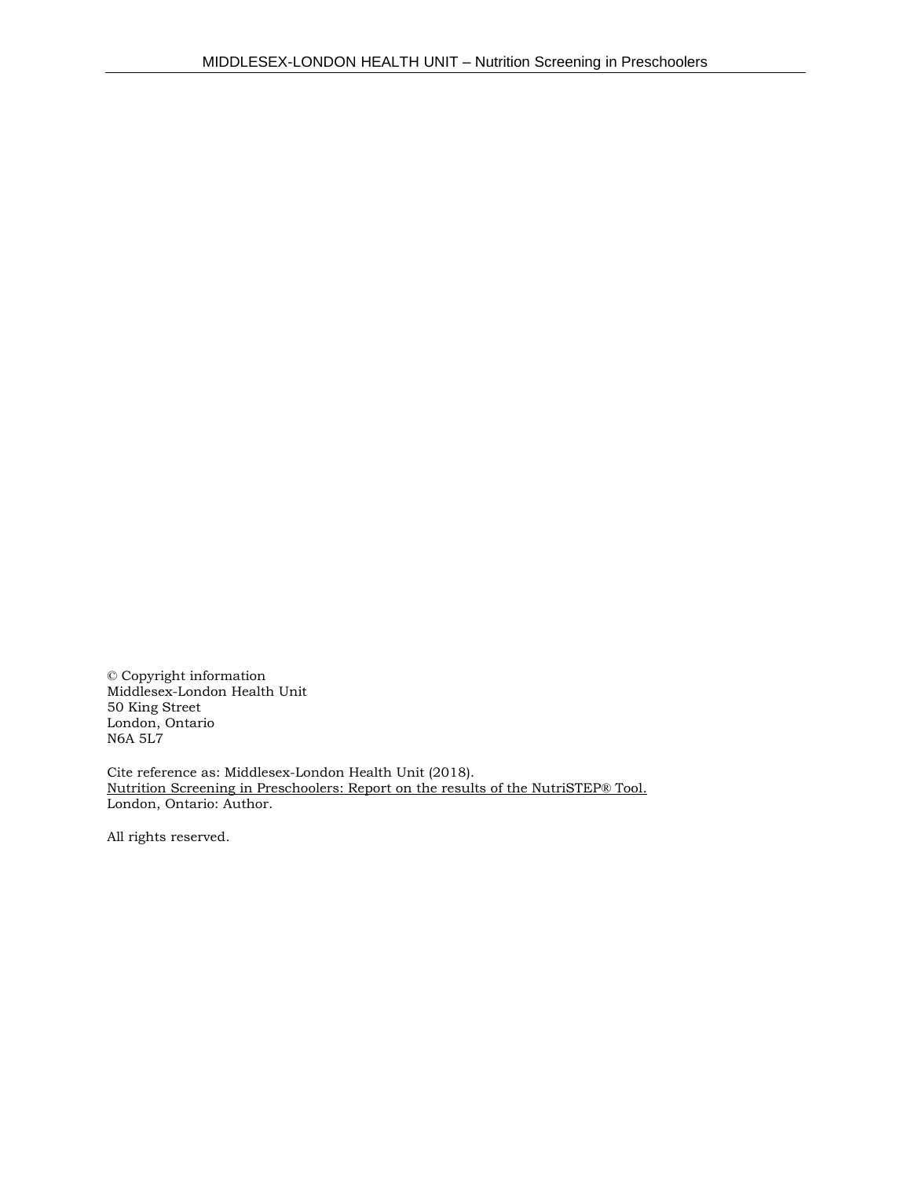© Copyright information
Middlesex-London Health Unit
50 King Street
London, Ontario
N6A 5L7

Cite reference as: Middlesex-London Health Unit (2018).
Nutrition Screening in Preschoolers: Report on the results of the NutriSTEP® Tool.
London, Ontario: Author.

All rights reserved.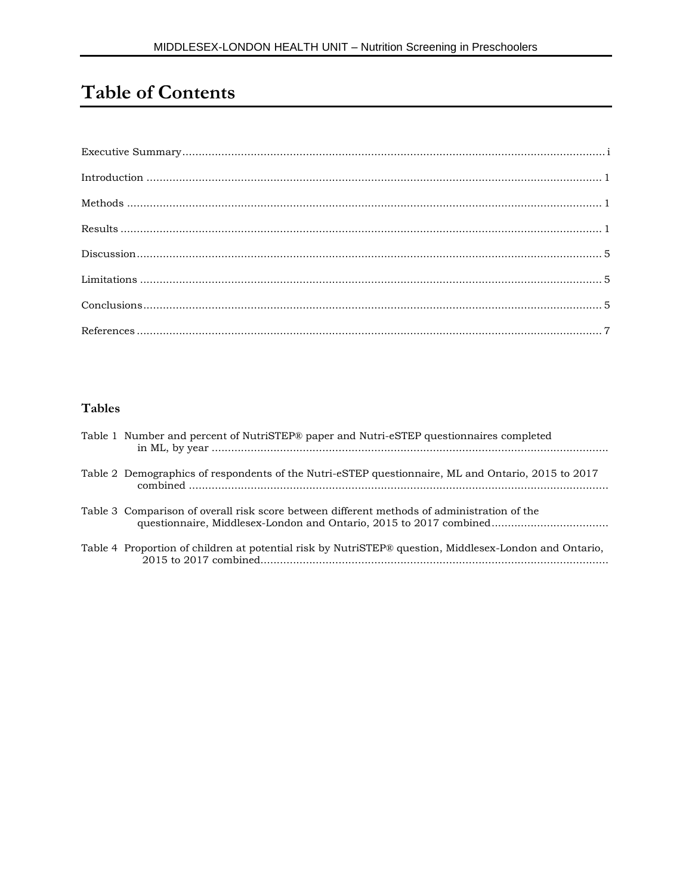# Table of Contents

Executive Summary .................................................................................................................................. i

Introduction ............................................................................................................................................ 1

Methods .................................................................................................................................................. 1

Results .................................................................................................................................................... 1

Discussion ............................................................................................................................................... 5

Limitations .............................................................................................................................................. 5

Conclusions ............................................................................................................................................. 5

References ............................................................................................................................................... 7

## Tables

Table 1 Number and percent of NutriSTEP® paper and Nutri-eSTEP questionnaires completed in ML, by year ..........................................................................................................................

Table 2 Demographics of respondents of the Nutri-eSTEP questionnaire, ML and Ontario, 2015 to 2017 combined ..................................................................................................................................

Table 3 Comparison of overall risk score between different methods of administration of the questionnaire, Middlesex-London and Ontario, 2015 to 2017 combined ....................................

Table 4 Proportion of children at potential risk by NutriSTEP® question, Middlesex-London and Ontario, 2015 to 2017 combined............................................................................................................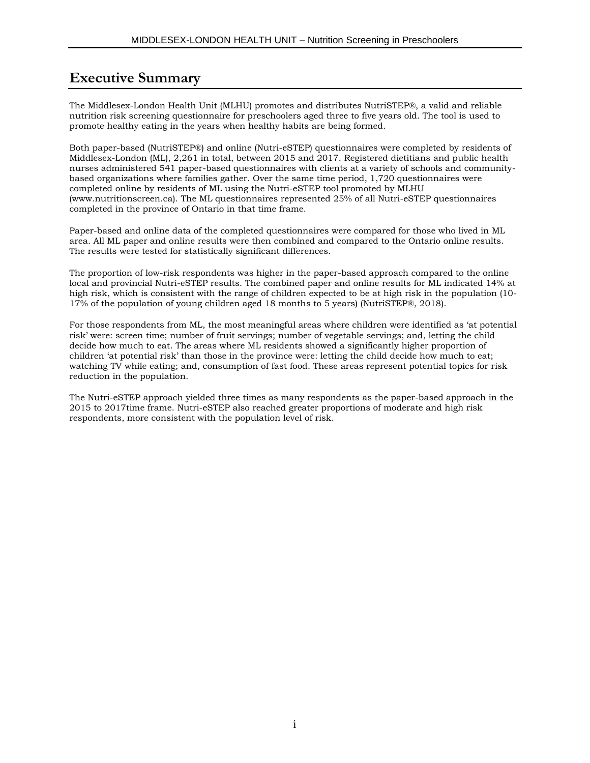# Executive Summary

The Middlesex-London Health Unit (MLHU) promotes and distributes NutriSTEP®, a valid and reliable nutrition risk screening questionnaire for preschoolers aged three to five years old. The tool is used to promote healthy eating in the years when healthy habits are being formed.

Both paper-based (NutriSTEP®) and online (Nutri-eSTEP) questionnaires were completed by residents of Middlesex-London (ML), 2,261 in total, between 2015 and 2017. Registered dietitians and public health nurses administered 541 paper-based questionnaires with clients at a variety of schools and community-based organizations where families gather. Over the same time period, 1,720 questionnaires were completed online by residents of ML using the Nutri-eSTEP tool promoted by MLHU (www.nutritionscreen.ca). The ML questionnaires represented 25% of all Nutri-eSTEP questionnaires completed in the province of Ontario in that time frame.

Paper-based and online data of the completed questionnaires were compared for those who lived in ML area. All ML paper and online results were then combined and compared to the Ontario online results. The results were tested for statistically significant differences.

The proportion of low-risk respondents was higher in the paper-based approach compared to the online local and provincial Nutri-eSTEP results. The combined paper and online results for ML indicated 14% at high risk, which is consistent with the range of children expected to be at high risk in the population (10-17% of the population of young children aged 18 months to 5 years) (NutriSTEP®, 2018).

For those respondents from ML, the most meaningful areas where children were identified as 'at potential risk' were: screen time; number of fruit servings; number of vegetable servings; and, letting the child decide how much to eat. The areas where ML residents showed a significantly higher proportion of children 'at potential risk' than those in the province were: letting the child decide how much to eat; watching TV while eating; and, consumption of fast food. These areas represent potential topics for risk reduction in the population.

The Nutri-eSTEP approach yielded three times as many respondents as the paper-based approach in the 2015 to 2017time frame. Nutri-eSTEP also reached greater proportions of moderate and high risk respondents, more consistent with the population level of risk.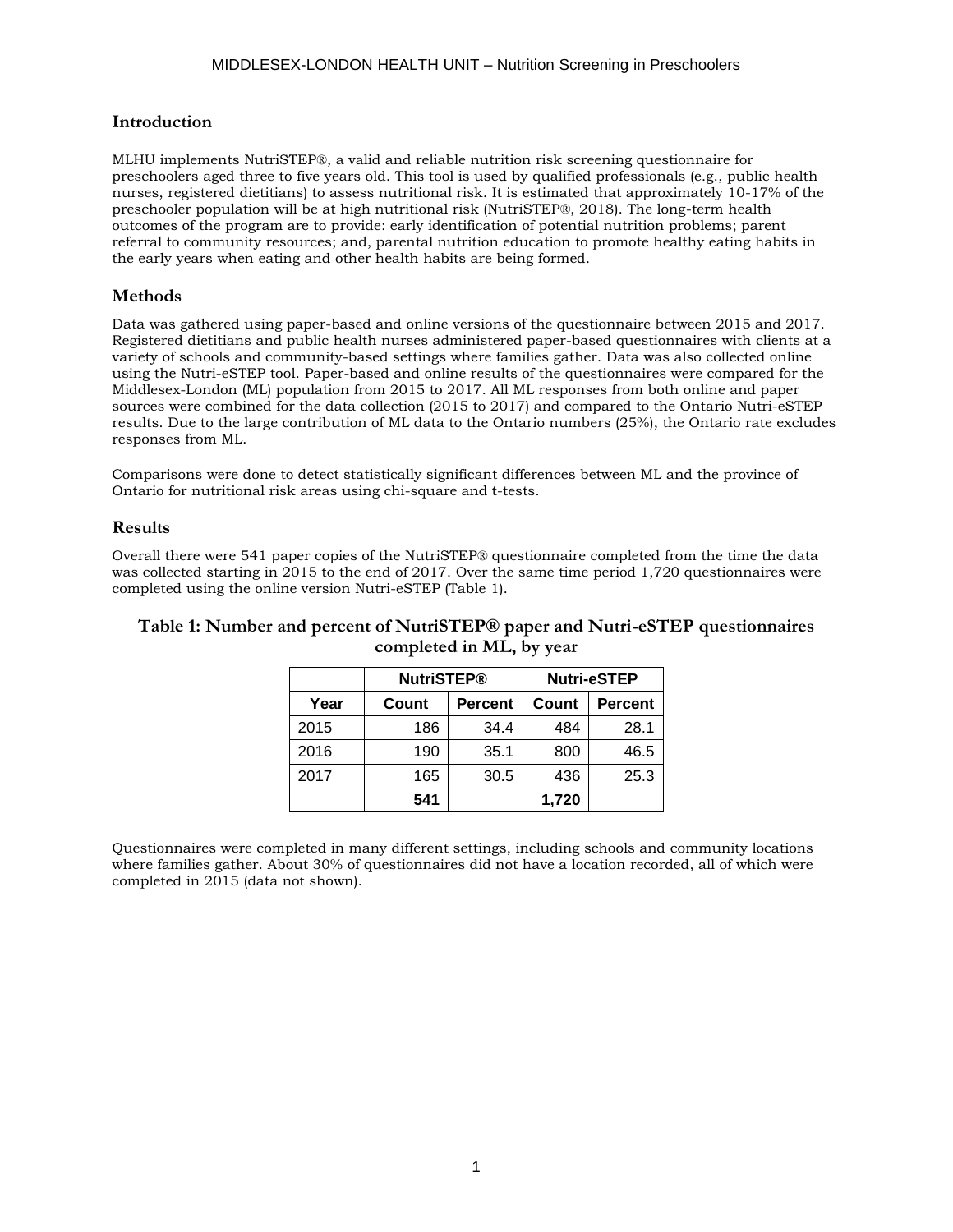## Introduction

MLHU implements NutriSTEP®, a valid and reliable nutrition risk screening questionnaire for preschoolers aged three to five years old. This tool is used by qualified professionals (e.g., public health nurses, registered dietitians) to assess nutritional risk. It is estimated that approximately 10-17% of the preschooler population will be at high nutritional risk (NutriSTEP®, 2018). The long-term health outcomes of the program are to provide: early identification of potential nutrition problems; parent referral to community resources; and, parental nutrition education to promote healthy eating habits in the early years when eating and other health habits are being formed.

## Methods

Data was gathered using paper-based and online versions of the questionnaire between 2015 and 2017. Registered dietitians and public health nurses administered paper-based questionnaires with clients at a variety of schools and community-based settings where families gather. Data was also collected online using the Nutri-eSTEP tool. Paper-based and online results of the questionnaires were compared for the Middlesex-London (ML) population from 2015 to 2017. All ML responses from both online and paper sources were combined for the data collection (2015 to 2017) and compared to the Ontario Nutri-eSTEP results. Due to the large contribution of ML data to the Ontario numbers (25%), the Ontario rate excludes responses from ML.

Comparisons were done to detect statistically significant differences between ML and the province of Ontario for nutritional risk areas using chi-square and t-tests.

## Results

Overall there were 541 paper copies of the NutriSTEP® questionnaire completed from the time the data was collected starting in 2015 to the end of 2017. Over the same time period 1,720 questionnaires were completed using the online version Nutri-eSTEP (Table 1).

**Table 1: Number and percent of NutriSTEP® paper and Nutri-eSTEP questionnaires completed in ML, by year**

| | NutriSTEP® | | Nutri-eSTEP | |
|---|---|---|---|---|
| **Year** | **Count** | **Percent** | **Count** | **Percent** |
| 2015 | 186 | 34.4 | 484 | 28.1 |
| 2016 | 190 | 35.1 | 800 | 46.5 |
| 2017 | 165 | 30.5 | 436 | 25.3 |
| | **541** | | **1,720** | |

Questionnaires were completed in many different settings, including schools and community locations where families gather. About 30% of questionnaires did not have a location recorded, all of which were completed in 2015 (data not shown).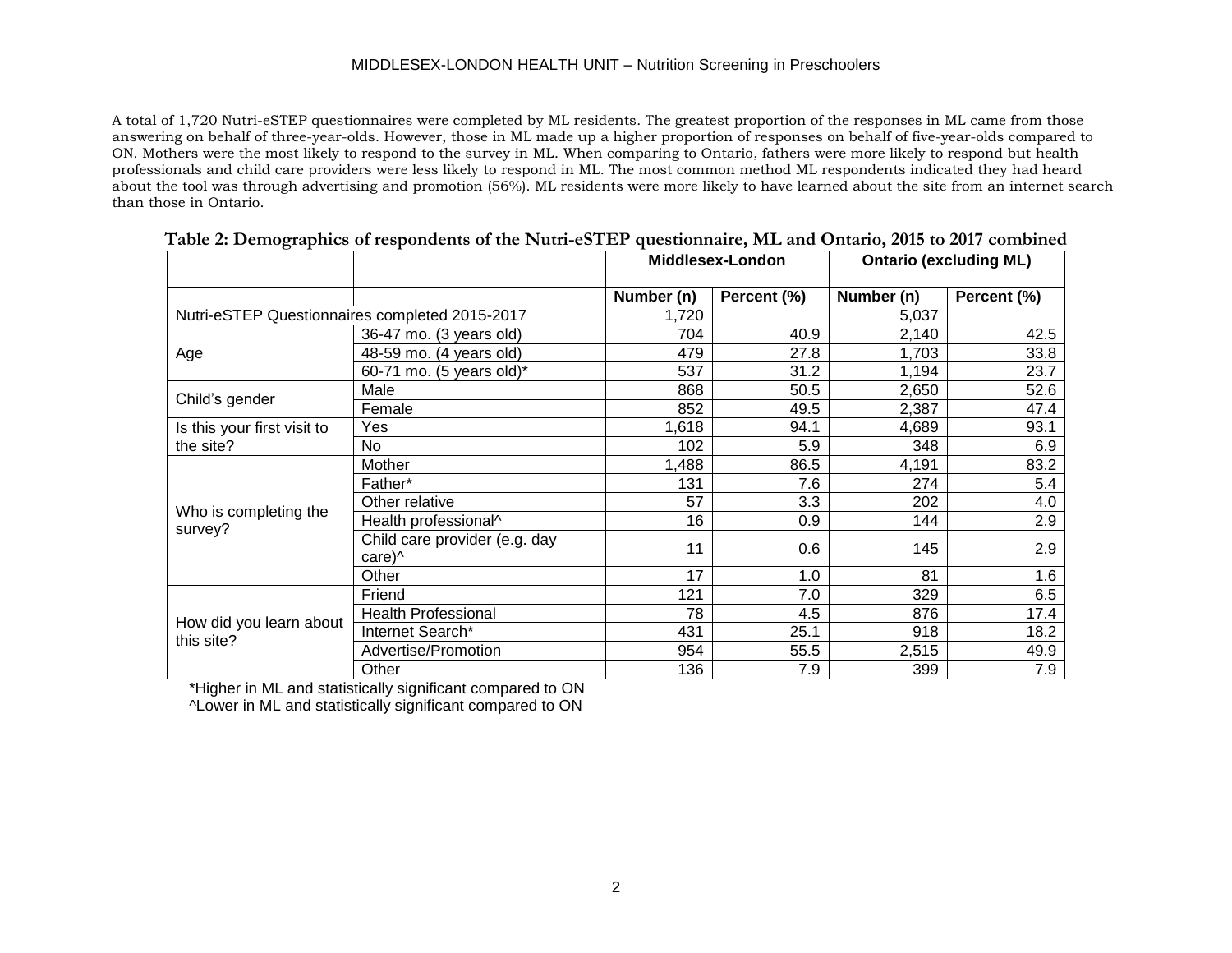A total of 1,720 Nutri-eSTEP questionnaires were completed by ML residents. The greatest proportion of the responses in ML came from those answering on behalf of three-year-olds. However, those in ML made up a higher proportion of responses on behalf of five-year-olds compared to ON. Mothers were the most likely to respond to the survey in ML. When comparing to Ontario, fathers were more likely to respond but health professionals and child care providers were less likely to respond in ML. The most common method ML respondents indicated they had heard about the tool was through advertising and promotion (56%). ML residents were more likely to have learned about the site from an internet search than those in Ontario.

**Table 2: Demographics of respondents of the Nutri-eSTEP questionnaire, ML and Ontario, 2015 to 2017 combined**

| | | Middlesex-London | | Ontario (excluding ML) | |
|---|---|---|---|---|---|
| | | Number (n) | Percent (%) | Number (n) | Percent (%) |
| Nutri-eSTEP Questionnaires completed 2015-2017 | | 1,720 | | 5,037 | |
| Age | 36-47 mo. (3 years old) | 704 | 40.9 | 2,140 | 42.5 |
| | 48-59 mo. (4 years old) | 479 | 27.8 | 1,703 | 33.8 |
| | 60-71 mo. (5 years old)* | 537 | 31.2 | 1,194 | 23.7 |
| Child's gender | Male | 868 | 50.5 | 2,650 | 52.6 |
| | Female | 852 | 49.5 | 2,387 | 47.4 |
| Is this your first visit to the site? | Yes | 1,618 | 94.1 | 4,689 | 93.1 |
| | No | 102 | 5.9 | 348 | 6.9 |
| Who is completing the survey? | Mother | 1,488 | 86.5 | 4,191 | 83.2 |
| | Father* | 131 | 7.6 | 274 | 5.4 |
| | Other relative | 57 | 3.3 | 202 | 4.0 |
| | Health professional^ | 16 | 0.9 | 144 | 2.9 |
| | Child care provider (e.g. day care)^ | 11 | 0.6 | 145 | 2.9 |
| | Other | 17 | 1.0 | 81 | 1.6 |
| How did you learn about this site? | Friend | 121 | 7.0 | 329 | 6.5 |
| | Health Professional | 78 | 4.5 | 876 | 17.4 |
| | Internet Search* | 431 | 25.1 | 918 | 18.2 |
| | Advertise/Promotion | 954 | 55.5 | 2,515 | 49.9 |
| | Other | 136 | 7.9 | 399 | 7.9 |

*Higher in ML and statistically significant compared to ON

^Lower in ML and statistically significant compared to ON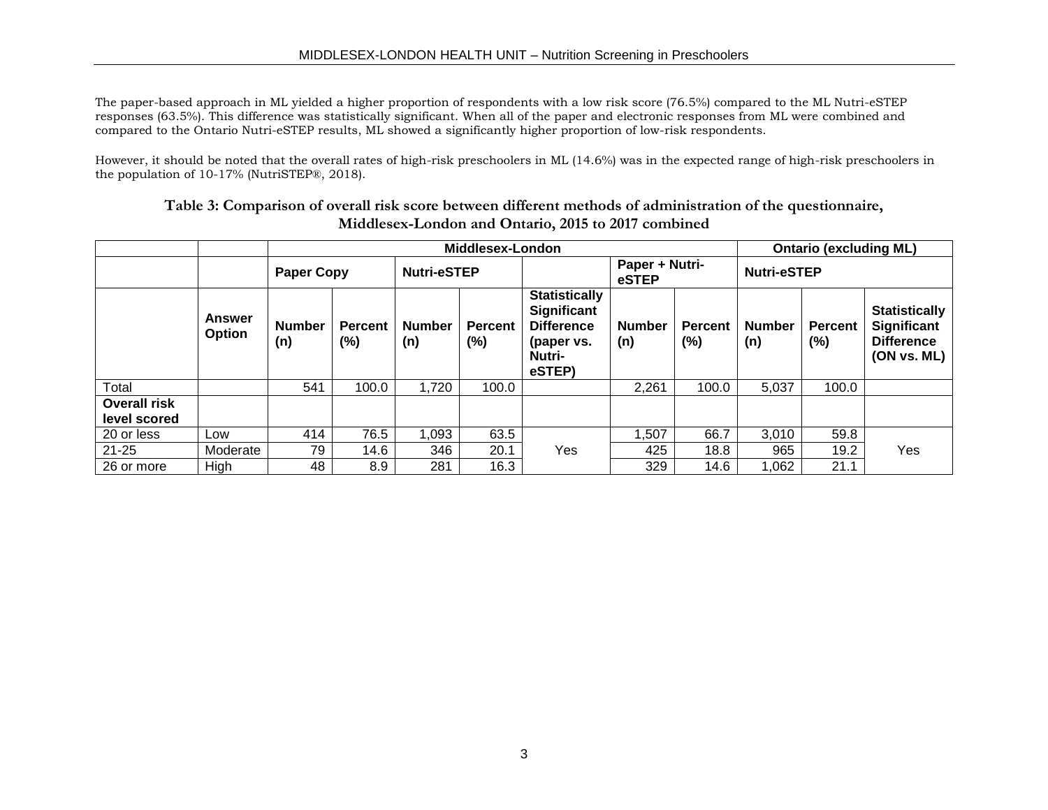The paper-based approach in ML yielded a higher proportion of respondents with a low risk score (76.5%) compared to the ML Nutri-eSTEP responses (63.5%). This difference was statistically significant. When all of the paper and electronic responses from ML were combined and compared to the Ontario Nutri-eSTEP results, ML showed a significantly higher proportion of low-risk respondents.

However, it should be noted that the overall rates of high-risk preschoolers in ML (14.6%) was in the expected range of high-risk preschoolers in the population of 10-17% (NutriSTEP®, 2018).

**Table 3: Comparison of overall risk score between different methods of administration of the questionnaire, Middlesex-London and Ontario, 2015 to 2017 combined**

| | | **Middlesex-London** | | | | | | | **Ontario (excluding ML)** | | |
|---|---|---|---|---|---|---|---|---|---|---|---|
| | | **Paper Copy** | | **Nutri-eSTEP** | | | **Paper + Nutri-eSTEP** | | **Nutri-eSTEP** | | |
| | **Answer Option** | **Number (n)** | **Percent (%)** | **Number (n)** | **Percent (%)** | **Statistically Significant Difference (paper vs. Nutri-eSTEP)** | **Number (n)** | **Percent (%)** | **Number (n)** | **Percent (%)** | **Statistically Significant Difference (ON vs. ML)** |
| Total | | 541 | 100.0 | 1,720 | 100.0 | | 2,261 | 100.0 | 5,037 | 100.0 | |
| **Overall risk level scored** | | | | | | | | | | | |
| 20 or less | Low | 414 | 76.5 | 1,093 | 63.5 | Yes | 1,507 | 66.7 | 3,010 | 59.8 | Yes |
| 21-25 | Moderate | 79 | 14.6 | 346 | 20.1 | | 425 | 18.8 | 965 | 19.2 | |
| 26 or more | High | 48 | 8.9 | 281 | 16.3 | | 329 | 14.6 | 1,062 | 21.1 | |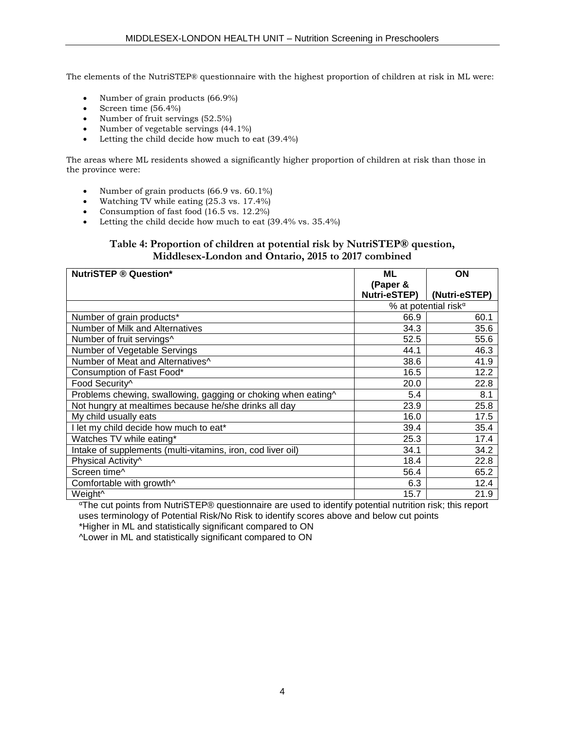The elements of the NutriSTEP® questionnaire with the highest proportion of children at risk in ML were:

- Number of grain products (66.9%)
- Screen time (56.4%)
- Number of fruit servings (52.5%)
- Number of vegetable servings (44.1%)
- Letting the child decide how much to eat (39.4%)

The areas where ML residents showed a significantly higher proportion of children at risk than those in the province were:

- Number of grain products (66.9 vs. 60.1%)
- Watching TV while eating (25.3 vs. 17.4%)
- Consumption of fast food (16.5 vs. 12.2%)
- Letting the child decide how much to eat (39.4% vs. 35.4%)

### Table 4: Proportion of children at potential risk by NutriSTEP® question, Middlesex-London and Ontario, 2015 to 2017 combined

| NutriSTEP ® Question* | ML (Paper & Nutri-eSTEP) | ON (Nutri-eSTEP) |
|---|---|---|
| | % at potential risk[α] | |
| Number of grain products* | 66.9 | 60.1 |
| Number of Milk and Alternatives | 34.3 | 35.6 |
| Number of fruit servings^ | 52.5 | 55.6 |
| Number of Vegetable Servings | 44.1 | 46.3 |
| Number of Meat and Alternatives^ | 38.6 | 41.9 |
| Consumption of Fast Food* | 16.5 | 12.2 |
| Food Security^ | 20.0 | 22.8 |
| Problems chewing, swallowing, gagging or choking when eating^ | 5.4 | 8.1 |
| Not hungry at mealtimes because he/she drinks all day | 23.9 | 25.8 |
| My child usually eats | 16.0 | 17.5 |
| I let my child decide how much to eat* | 39.4 | 35.4 |
| Watches TV while eating* | 25.3 | 17.4 |
| Intake of supplements (multi-vitamins, iron, cod liver oil) | 34.1 | 34.2 |
| Physical Activity^ | 18.4 | 22.8 |
| Screen time^ | 56.4 | 65.2 |
| Comfortable with growth^ | 6.3 | 12.4 |
| Weight^ | 15.7 | 21.9 |

[α]The cut points from NutriSTEP® questionnaire are used to identify potential nutrition risk; this report uses terminology of Potential Risk/No Risk to identify scores above and below cut points

*Higher in ML and statistically significant compared to ON

^Lower in ML and statistically significant compared to ON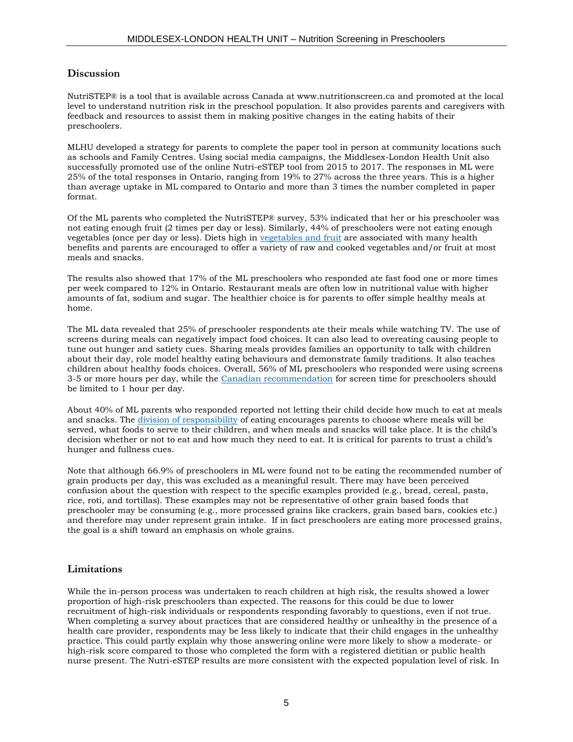## Discussion

NutriSTEP® is a tool that is available across Canada at www.nutritionscreen.ca and promoted at the local level to understand nutrition risk in the preschool population. It also provides parents and caregivers with feedback and resources to assist them in making positive changes in the eating habits of their preschoolers.

MLHU developed a strategy for parents to complete the paper tool in person at community locations such as schools and Family Centres. Using social media campaigns, the Middlesex-London Health Unit also successfully promoted use of the online Nutri-eSTEP tool from 2015 to 2017. The responses in ML were 25% of the total responses in Ontario, ranging from 19% to 27% across the three years. This is a higher than average uptake in ML compared to Ontario and more than 3 times the number completed in paper format.

Of the ML parents who completed the NutriSTEP® survey, 53% indicated that her or his preschooler was not eating enough fruit (2 times per day or less). Similarly, 44% of preschoolers were not eating enough vegetables (once per day or less). Diets high in vegetables and fruit are associated with many health benefits and parents are encouraged to offer a variety of raw and cooked vegetables and/or fruit at most meals and snacks.

The results also showed that 17% of the ML preschoolers who responded ate fast food one or more times per week compared to 12% in Ontario. Restaurant meals are often low in nutritional value with higher amounts of fat, sodium and sugar. The healthier choice is for parents to offer simple healthy meals at home.

The ML data revealed that 25% of preschooler respondents ate their meals while watching TV. The use of screens during meals can negatively impact food choices. It can also lead to overeating causing people to tune out hunger and satiety cues. Sharing meals provides families an opportunity to talk with children about their day, role model healthy eating behaviours and demonstrate family traditions. It also teaches children about healthy foods choices. Overall, 56% of ML preschoolers who responded were using screens 3-5 or more hours per day, while the Canadian recommendation for screen time for preschoolers should be limited to 1 hour per day.

About 40% of ML parents who responded reported not letting their child decide how much to eat at meals and snacks. The division of responsibility of eating encourages parents to choose where meals will be served, what foods to serve to their children, and when meals and snacks will take place. It is the child's decision whether or not to eat and how much they need to eat. It is critical for parents to trust a child's hunger and fullness cues.

Note that although 66.9% of preschoolers in ML were found not to be eating the recommended number of grain products per day, this was excluded as a meaningful result. There may have been perceived confusion about the question with respect to the specific examples provided (e.g., bread, cereal, pasta, rice, roti, and tortillas). These examples may not be representative of other grain based foods that preschooler may be consuming (e.g., more processed grains like crackers, grain based bars, cookies etc.) and therefore may under represent grain intake. If in fact preschoolers are eating more processed grains, the goal is a shift toward an emphasis on whole grains.

## Limitations

While the in-person process was undertaken to reach children at high risk, the results showed a lower proportion of high-risk preschoolers than expected. The reasons for this could be due to lower recruitment of high-risk individuals or respondents responding favorably to questions, even if not true. When completing a survey about practices that are considered healthy or unhealthy in the presence of a health care provider, respondents may be less likely to indicate that their child engages in the unhealthy practice. This could partly explain why those answering online were more likely to show a moderate- or high-risk score compared to those who completed the form with a registered dietitian or public health nurse present. The Nutri-eSTEP results are more consistent with the expected population level of risk. In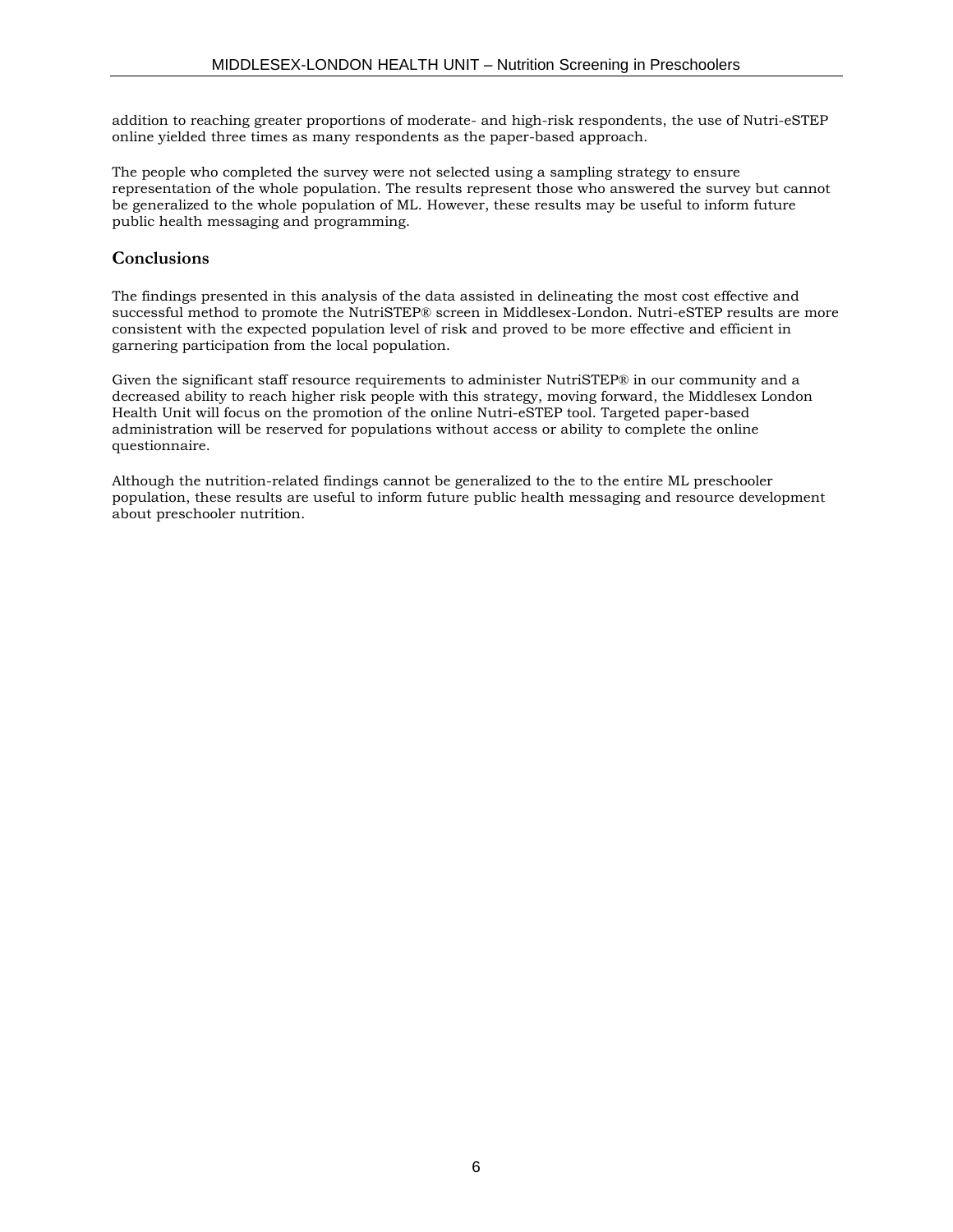addition to reaching greater proportions of moderate- and high-risk respondents, the use of Nutri-eSTEP online yielded three times as many respondents as the paper-based approach.

The people who completed the survey were not selected using a sampling strategy to ensure representation of the whole population. The results represent those who answered the survey but cannot be generalized to the whole population of ML. However, these results may be useful to inform future public health messaging and programming.

## Conclusions

The findings presented in this analysis of the data assisted in delineating the most cost effective and successful method to promote the NutriSTEP® screen in Middlesex-London. Nutri-eSTEP results are more consistent with the expected population level of risk and proved to be more effective and efficient in garnering participation from the local population.

Given the significant staff resource requirements to administer NutriSTEP® in our community and a decreased ability to reach higher risk people with this strategy, moving forward, the Middlesex London Health Unit will focus on the promotion of the online Nutri-eSTEP tool. Targeted paper-based administration will be reserved for populations without access or ability to complete the online questionnaire.

Although the nutrition-related findings cannot be generalized to the to the entire ML preschooler population, these results are useful to inform future public health messaging and resource development about preschooler nutrition.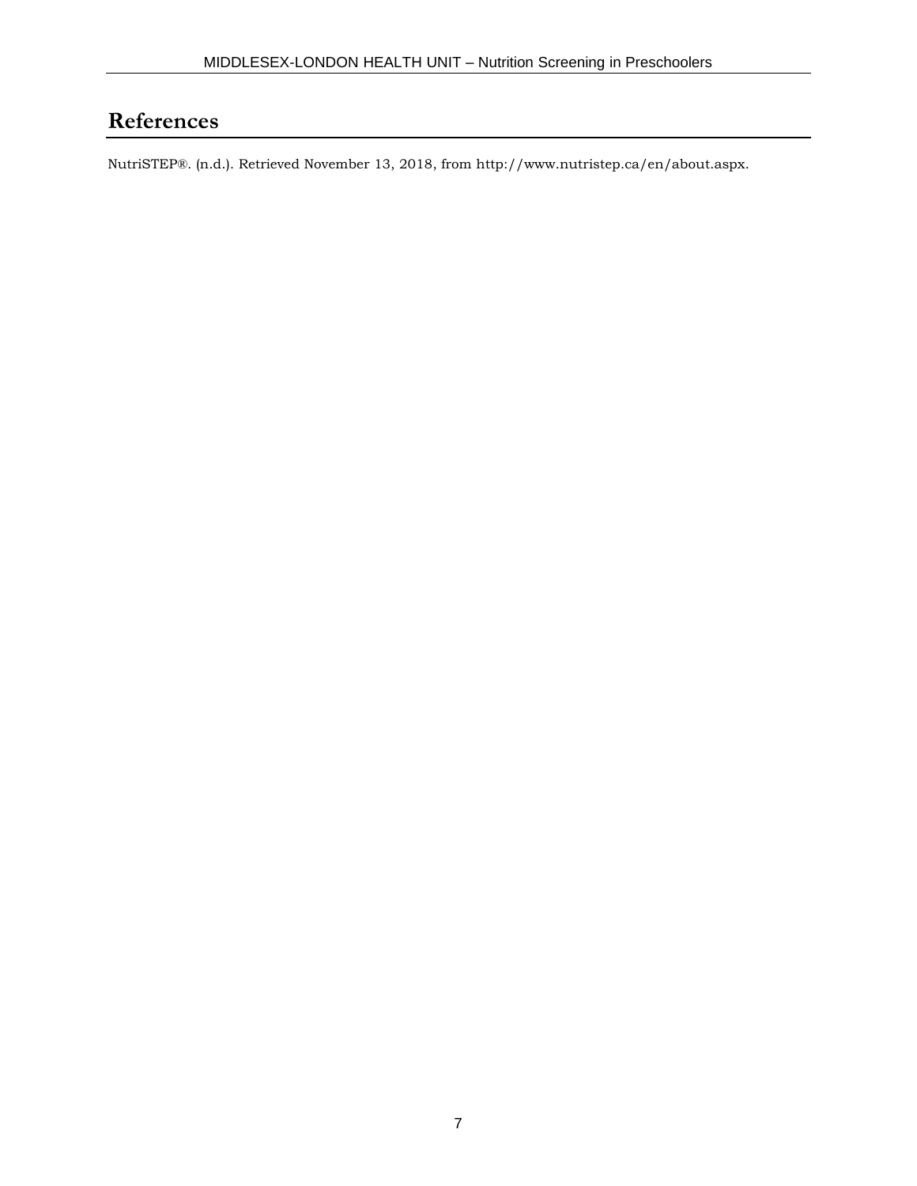# References

NutriSTEP®. (n.d.). Retrieved November 13, 2018, from http://www.nutristep.ca/en/about.aspx.